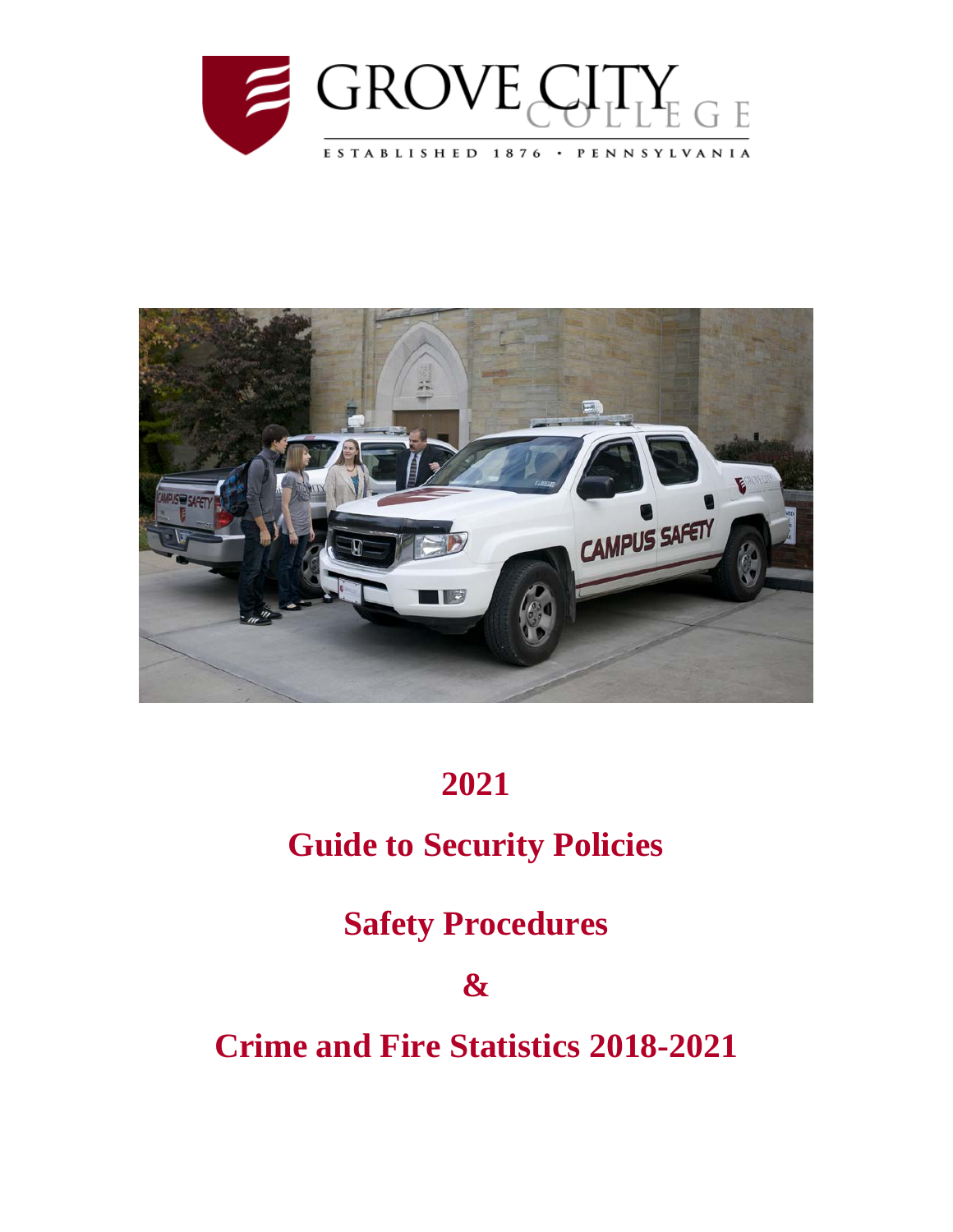GROVE CITY COLLEGE

ESTABLISHED 1876 · PENNSYLVANIA

# 2021

# Guide to Security Policies

# Safety Procedures

# &

# Crime and Fire Statistics 2018-2021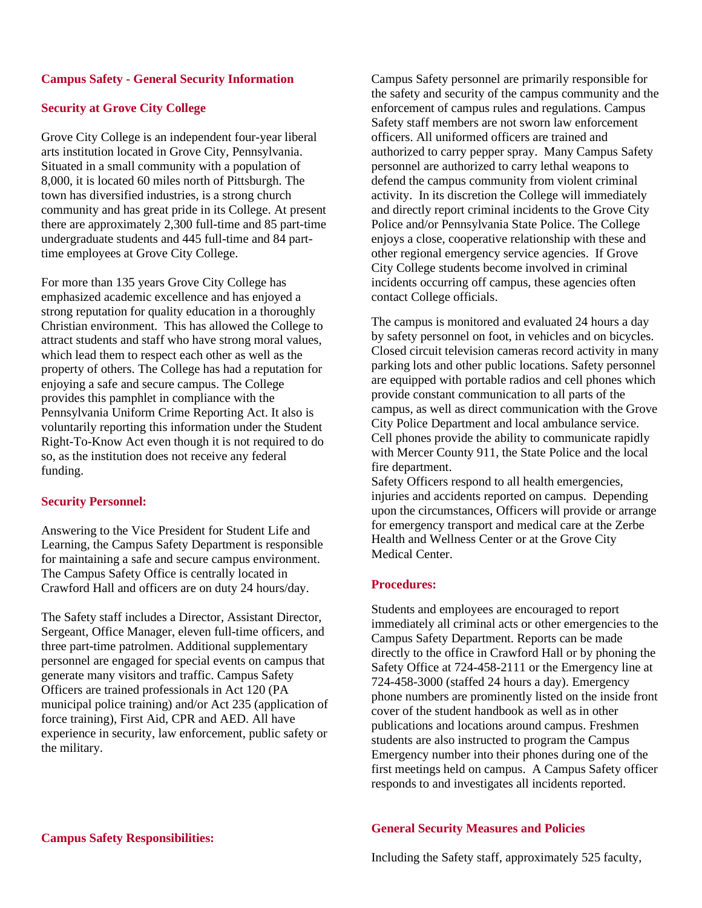## Campus Safety - General Security Information

### Security at Grove City College

Grove City College is an independent four-year liberal arts institution located in Grove City, Pennsylvania. Situated in a small community with a population of 8,000, it is located 60 miles north of Pittsburgh. The town has diversified industries, is a strong church community and has great pride in its College. At present there are approximately 2,300 full-time and 85 part-time undergraduate students and 445 full-time and 84 part-time employees at Grove City College.

For more than 135 years Grove City College has emphasized academic excellence and has enjoyed a strong reputation for quality education in a thoroughly Christian environment. This has allowed the College to attract students and staff who have strong moral values, which lead them to respect each other as well as the property of others. The College has had a reputation for enjoying a safe and secure campus. The College provides this pamphlet in compliance with the Pennsylvania Uniform Crime Reporting Act. It also is voluntarily reporting this information under the Student Right-To-Know Act even though it is not required to do so, as the institution does not receive any federal funding.

### Security Personnel:

Answering to the Vice President for Student Life and Learning, the Campus Safety Department is responsible for maintaining a safe and secure campus environment. The Campus Safety Office is centrally located in Crawford Hall and officers are on duty 24 hours/day.

The Safety staff includes a Director, Assistant Director, Sergeant, Office Manager, eleven full-time officers, and three part-time patrolmen. Additional supplementary personnel are engaged for special events on campus that generate many visitors and traffic. Campus Safety Officers are trained professionals in Act 120 (PA municipal police training) and/or Act 235 (application of force training), First Aid, CPR and AED. All have experience in security, law enforcement, public safety or the military.

### Campus Safety Responsibilities:

Campus Safety personnel are primarily responsible for the safety and security of the campus community and the enforcement of campus rules and regulations. Campus Safety staff members are not sworn law enforcement officers. All uniformed officers are trained and authorized to carry pepper spray. Many Campus Safety personnel are authorized to carry lethal weapons to defend the campus community from violent criminal activity. In its discretion the College will immediately and directly report criminal incidents to the Grove City Police and/or Pennsylvania State Police. The College enjoys a close, cooperative relationship with these and other regional emergency service agencies. If Grove City College students become involved in criminal incidents occurring off campus, these agencies often contact College officials.

The campus is monitored and evaluated 24 hours a day by safety personnel on foot, in vehicles and on bicycles. Closed circuit television cameras record activity in many parking lots and other public locations. Safety personnel are equipped with portable radios and cell phones which provide constant communication to all parts of the campus, as well as direct communication with the Grove City Police Department and local ambulance service. Cell phones provide the ability to communicate rapidly with Mercer County 911, the State Police and the local fire department.

Safety Officers respond to all health emergencies, injuries and accidents reported on campus. Depending upon the circumstances, Officers will provide or arrange for emergency transport and medical care at the Zerbe Health and Wellness Center or at the Grove City Medical Center.

### Procedures:

Students and employees are encouraged to report immediately all criminal acts or other emergencies to the Campus Safety Department. Reports can be made directly to the office in Crawford Hall or by phoning the Safety Office at 724-458-2111 or the Emergency line at 724-458-3000 (staffed 24 hours a day). Emergency phone numbers are prominently listed on the inside front cover of the student handbook as well as in other publications and locations around campus. Freshmen students are also instructed to program the Campus Emergency number into their phones during one of the first meetings held on campus. A Campus Safety officer responds to and investigates all incidents reported.

### General Security Measures and Policies

Including the Safety staff, approximately 525 faculty,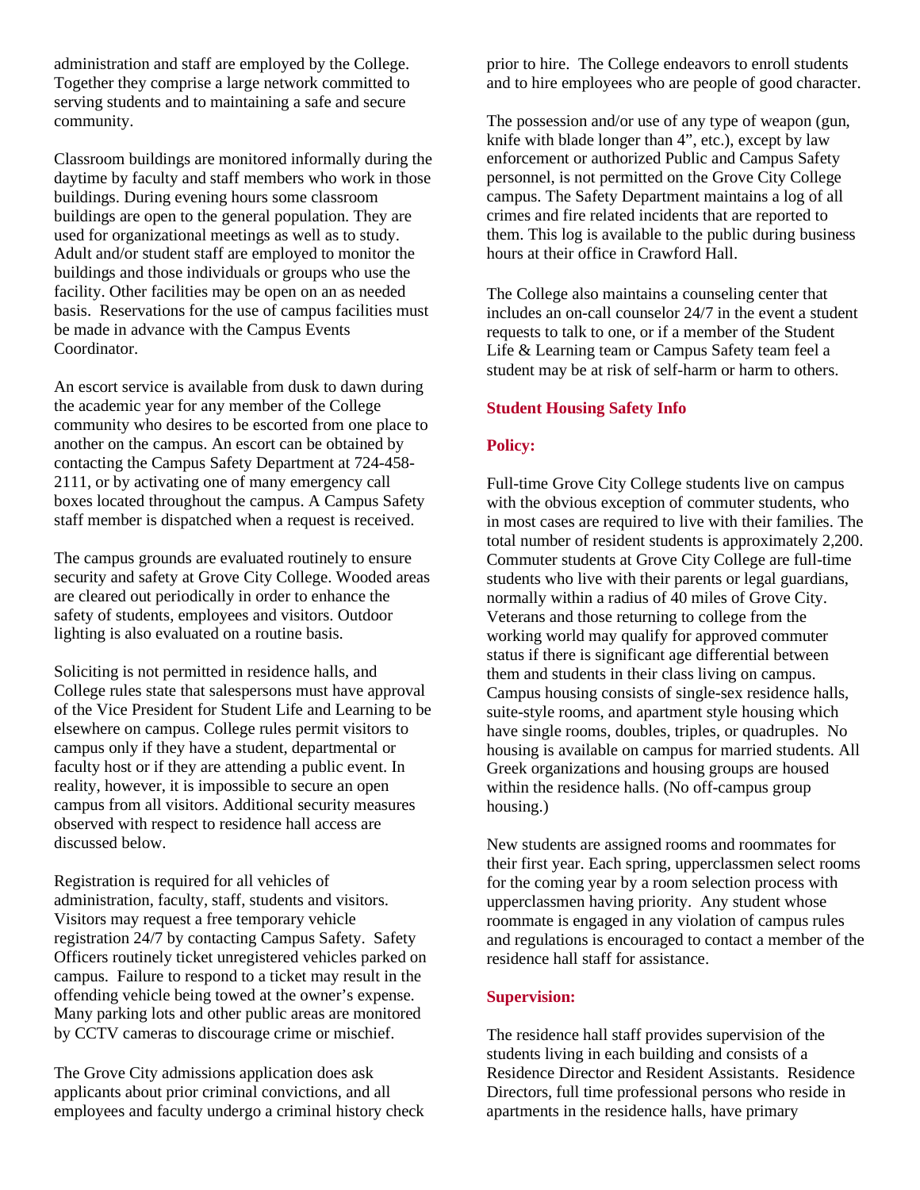administration and staff are employed by the College. Together they comprise a large network committed to serving students and to maintaining a safe and secure community.

Classroom buildings are monitored informally during the daytime by faculty and staff members who work in those buildings. During evening hours some classroom buildings are open to the general population. They are used for organizational meetings as well as to study. Adult and/or student staff are employed to monitor the buildings and those individuals or groups who use the facility. Other facilities may be open on an as needed basis. Reservations for the use of campus facilities must be made in advance with the Campus Events Coordinator.

An escort service is available from dusk to dawn during the academic year for any member of the College community who desires to be escorted from one place to another on the campus. An escort can be obtained by contacting the Campus Safety Department at 724-458-2111, or by activating one of many emergency call boxes located throughout the campus. A Campus Safety staff member is dispatched when a request is received.

The campus grounds are evaluated routinely to ensure security and safety at Grove City College. Wooded areas are cleared out periodically in order to enhance the safety of students, employees and visitors. Outdoor lighting is also evaluated on a routine basis.

Soliciting is not permitted in residence halls, and College rules state that salespersons must have approval of the Vice President for Student Life and Learning to be elsewhere on campus. College rules permit visitors to campus only if they have a student, departmental or faculty host or if they are attending a public event. In reality, however, it is impossible to secure an open campus from all visitors. Additional security measures observed with respect to residence hall access are discussed below.

Registration is required for all vehicles of administration, faculty, staff, students and visitors. Visitors may request a free temporary vehicle registration 24/7 by contacting Campus Safety. Safety Officers routinely ticket unregistered vehicles parked on campus. Failure to respond to a ticket may result in the offending vehicle being towed at the owner's expense. Many parking lots and other public areas are monitored by CCTV cameras to discourage crime or mischief.

The Grove City admissions application does ask applicants about prior criminal convictions, and all employees and faculty undergo a criminal history check prior to hire. The College endeavors to enroll students and to hire employees who are people of good character.

The possession and/or use of any type of weapon (gun, knife with blade longer than 4", etc.), except by law enforcement or authorized Public and Campus Safety personnel, is not permitted on the Grove City College campus. The Safety Department maintains a log of all crimes and fire related incidents that are reported to them. This log is available to the public during business hours at their office in Crawford Hall.

The College also maintains a counseling center that includes an on-call counselor 24/7 in the event a student requests to talk to one, or if a member of the Student Life & Learning team or Campus Safety team feel a student may be at risk of self-harm or harm to others.

## Student Housing Safety Info

### Policy:

Full-time Grove City College students live on campus with the obvious exception of commuter students, who in most cases are required to live with their families. The total number of resident students is approximately 2,200. Commuter students at Grove City College are full-time students who live with their parents or legal guardians, normally within a radius of 40 miles of Grove City. Veterans and those returning to college from the working world may qualify for approved commuter status if there is significant age differential between them and students in their class living on campus. Campus housing consists of single-sex residence halls, suite-style rooms, and apartment style housing which have single rooms, doubles, triples, or quadruples. No housing is available on campus for married students. All Greek organizations and housing groups are housed within the residence halls. (No off-campus group housing.)

New students are assigned rooms and roommates for their first year. Each spring, upperclassmen select rooms for the coming year by a room selection process with upperclassmen having priority. Any student whose roommate is engaged in any violation of campus rules and regulations is encouraged to contact a member of the residence hall staff for assistance.

### Supervision:

The residence hall staff provides supervision of the students living in each building and consists of a Residence Director and Resident Assistants. Residence Directors, full time professional persons who reside in apartments in the residence halls, have primary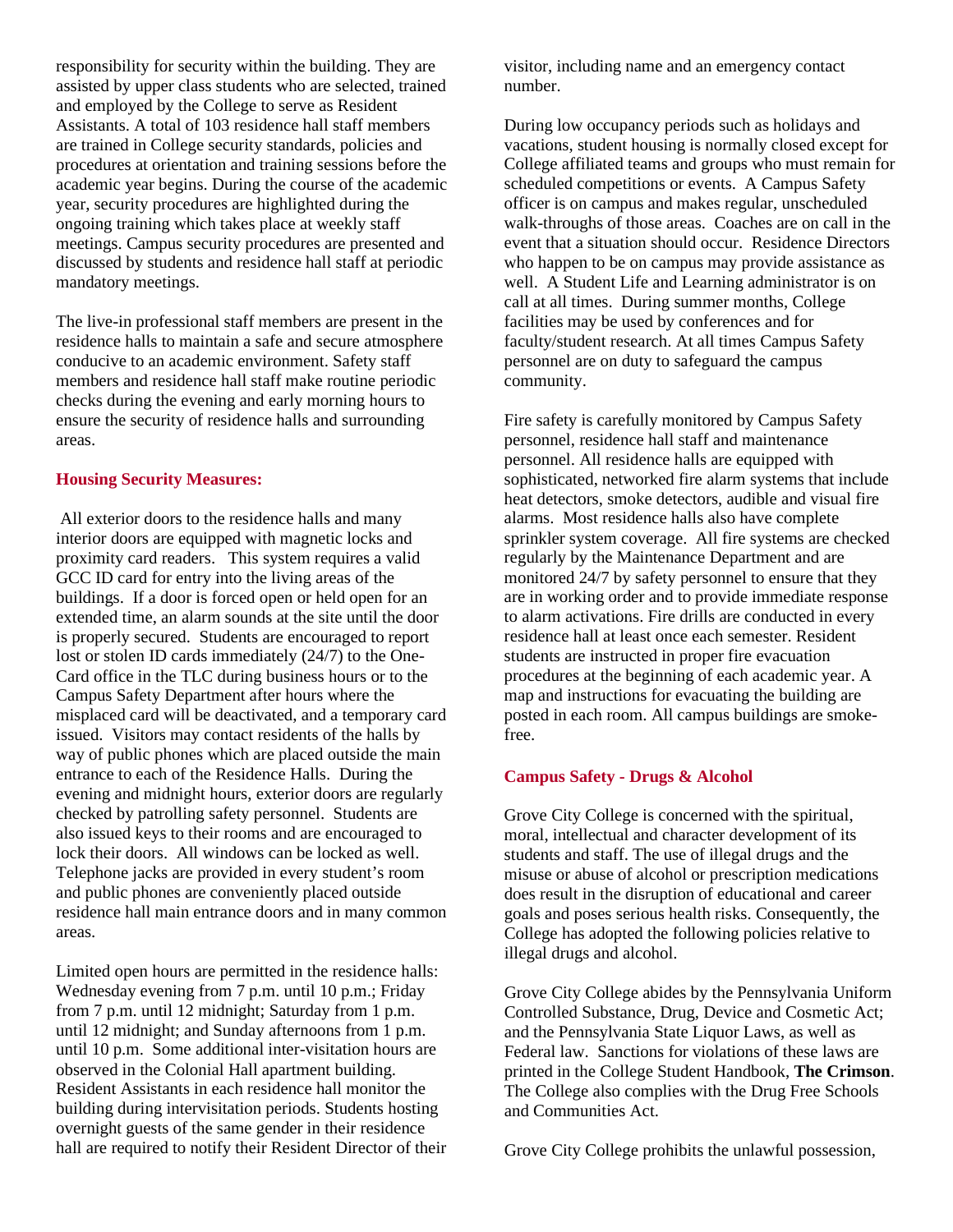responsibility for security within the building. They are assisted by upper class students who are selected, trained and employed by the College to serve as Resident Assistants. A total of 103 residence hall staff members are trained in College security standards, policies and procedures at orientation and training sessions before the academic year begins. During the course of the academic year, security procedures are highlighted during the ongoing training which takes place at weekly staff meetings. Campus security procedures are presented and discussed by students and residence hall staff at periodic mandatory meetings.

The live-in professional staff members are present in the residence halls to maintain a safe and secure atmosphere conducive to an academic environment. Safety staff members and residence hall staff make routine periodic checks during the evening and early morning hours to ensure the security of residence halls and surrounding areas.

### Housing Security Measures:

All exterior doors to the residence halls and many interior doors are equipped with magnetic locks and proximity card readers. This system requires a valid GCC ID card for entry into the living areas of the buildings. If a door is forced open or held open for an extended time, an alarm sounds at the site until the door is properly secured. Students are encouraged to report lost or stolen ID cards immediately (24/7) to the One-Card office in the TLC during business hours or to the Campus Safety Department after hours where the misplaced card will be deactivated, and a temporary card issued. Visitors may contact residents of the halls by way of public phones which are placed outside the main entrance to each of the Residence Halls. During the evening and midnight hours, exterior doors are regularly checked by patrolling safety personnel. Students are also issued keys to their rooms and are encouraged to lock their doors. All windows can be locked as well. Telephone jacks are provided in every student's room and public phones are conveniently placed outside residence hall main entrance doors and in many common areas.

Limited open hours are permitted in the residence halls: Wednesday evening from 7 p.m. until 10 p.m.; Friday from 7 p.m. until 12 midnight; Saturday from 1 p.m. until 12 midnight; and Sunday afternoons from 1 p.m. until 10 p.m. Some additional inter-visitation hours are observed in the Colonial Hall apartment building. Resident Assistants in each residence hall monitor the building during intervisitation periods. Students hosting overnight guests of the same gender in their residence hall are required to notify their Resident Director of their visitor, including name and an emergency contact number.

During low occupancy periods such as holidays and vacations, student housing is normally closed except for College affiliated teams and groups who must remain for scheduled competitions or events. A Campus Safety officer is on campus and makes regular, unscheduled walk-throughs of those areas. Coaches are on call in the event that a situation should occur. Residence Directors who happen to be on campus may provide assistance as well. A Student Life and Learning administrator is on call at all times. During summer months, College facilities may be used by conferences and for faculty/student research. At all times Campus Safety personnel are on duty to safeguard the campus community.

Fire safety is carefully monitored by Campus Safety personnel, residence hall staff and maintenance personnel. All residence halls are equipped with sophisticated, networked fire alarm systems that include heat detectors, smoke detectors, audible and visual fire alarms. Most residence halls also have complete sprinkler system coverage. All fire systems are checked regularly by the Maintenance Department and are monitored 24/7 by safety personnel to ensure that they are in working order and to provide immediate response to alarm activations. Fire drills are conducted in every residence hall at least once each semester. Resident students are instructed in proper fire evacuation procedures at the beginning of each academic year. A map and instructions for evacuating the building are posted in each room. All campus buildings are smoke-free.

### Campus Safety - Drugs & Alcohol

Grove City College is concerned with the spiritual, moral, intellectual and character development of its students and staff. The use of illegal drugs and the misuse or abuse of alcohol or prescription medications does result in the disruption of educational and career goals and poses serious health risks. Consequently, the College has adopted the following policies relative to illegal drugs and alcohol.

Grove City College abides by the Pennsylvania Uniform Controlled Substance, Drug, Device and Cosmetic Act; and the Pennsylvania State Liquor Laws, as well as Federal law. Sanctions for violations of these laws are printed in the College Student Handbook, **The Crimson**. The College also complies with the Drug Free Schools and Communities Act.

Grove City College prohibits the unlawful possession,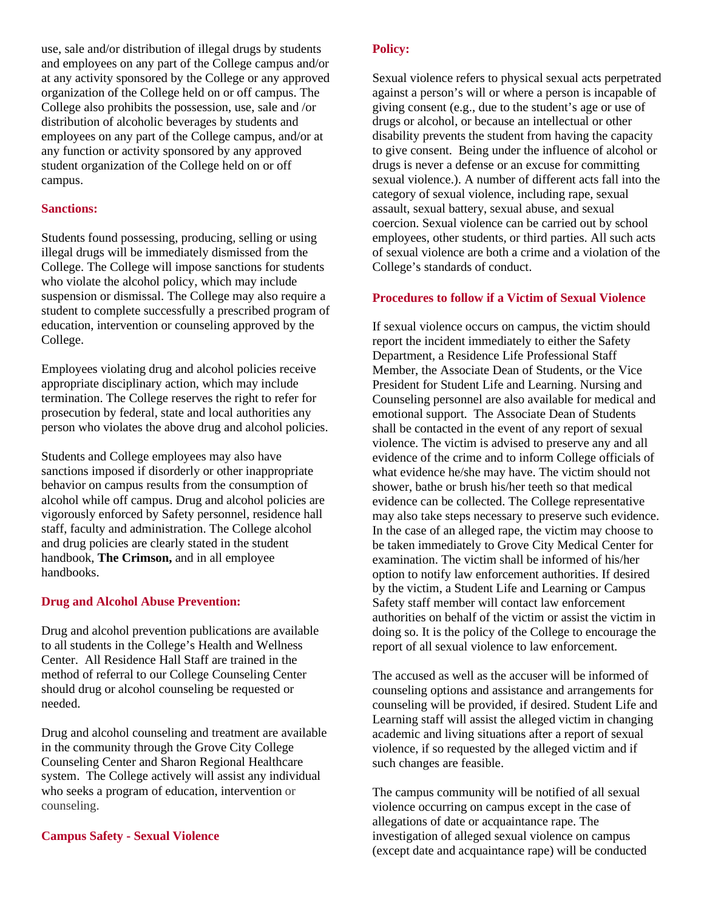use, sale and/or distribution of illegal drugs by students and employees on any part of the College campus and/or at any activity sponsored by the College or any approved organization of the College held on or off campus. The College also prohibits the possession, use, sale and /or distribution of alcoholic beverages by students and employees on any part of the College campus, and/or at any function or activity sponsored by any approved student organization of the College held on or off campus.

### Sanctions:

Students found possessing, producing, selling or using illegal drugs will be immediately dismissed from the College. The College will impose sanctions for students who violate the alcohol policy, which may include suspension or dismissal. The College may also require a student to complete successfully a prescribed program of education, intervention or counseling approved by the College.

Employees violating drug and alcohol policies receive appropriate disciplinary action, which may include termination. The College reserves the right to refer for prosecution by federal, state and local authorities any person who violates the above drug and alcohol policies.

Students and College employees may also have sanctions imposed if disorderly or other inappropriate behavior on campus results from the consumption of alcohol while off campus. Drug and alcohol policies are vigorously enforced by Safety personnel, residence hall staff, faculty and administration. The College alcohol and drug policies are clearly stated in the student handbook, **The Crimson,** and in all employee handbooks.

### Drug and Alcohol Abuse Prevention:

Drug and alcohol prevention publications are available to all students in the College's Health and Wellness Center. All Residence Hall Staff are trained in the method of referral to our College Counseling Center should drug or alcohol counseling be requested or needed.

Drug and alcohol counseling and treatment are available in the community through the Grove City College Counseling Center and Sharon Regional Healthcare system. The College actively will assist any individual who seeks a program of education, intervention or counseling.

## Campus Safety - Sexual Violence

### Policy:

Sexual violence refers to physical sexual acts perpetrated against a person's will or where a person is incapable of giving consent (e.g., due to the student's age or use of drugs or alcohol, or because an intellectual or other disability prevents the student from having the capacity to give consent. Being under the influence of alcohol or drugs is never a defense or an excuse for committing sexual violence.). A number of different acts fall into the category of sexual violence, including rape, sexual assault, sexual battery, sexual abuse, and sexual coercion. Sexual violence can be carried out by school employees, other students, or third parties. All such acts of sexual violence are both a crime and a violation of the College's standards of conduct.

### Procedures to follow if a Victim of Sexual Violence

If sexual violence occurs on campus, the victim should report the incident immediately to either the Safety Department, a Residence Life Professional Staff Member, the Associate Dean of Students, or the Vice President for Student Life and Learning. Nursing and Counseling personnel are also available for medical and emotional support. The Associate Dean of Students shall be contacted in the event of any report of sexual violence. The victim is advised to preserve any and all evidence of the crime and to inform College officials of what evidence he/she may have. The victim should not shower, bathe or brush his/her teeth so that medical evidence can be collected. The College representative may also take steps necessary to preserve such evidence. In the case of an alleged rape, the victim may choose to be taken immediately to Grove City Medical Center for examination. The victim shall be informed of his/her option to notify law enforcement authorities. If desired by the victim, a Student Life and Learning or Campus Safety staff member will contact law enforcement authorities on behalf of the victim or assist the victim in doing so. It is the policy of the College to encourage the report of all sexual violence to law enforcement.

The accused as well as the accuser will be informed of counseling options and assistance and arrangements for counseling will be provided, if desired. Student Life and Learning staff will assist the alleged victim in changing academic and living situations after a report of sexual violence, if so requested by the alleged victim and if such changes are feasible.

The campus community will be notified of all sexual violence occurring on campus except in the case of allegations of date or acquaintance rape. The investigation of alleged sexual violence on campus (except date and acquaintance rape) will be conducted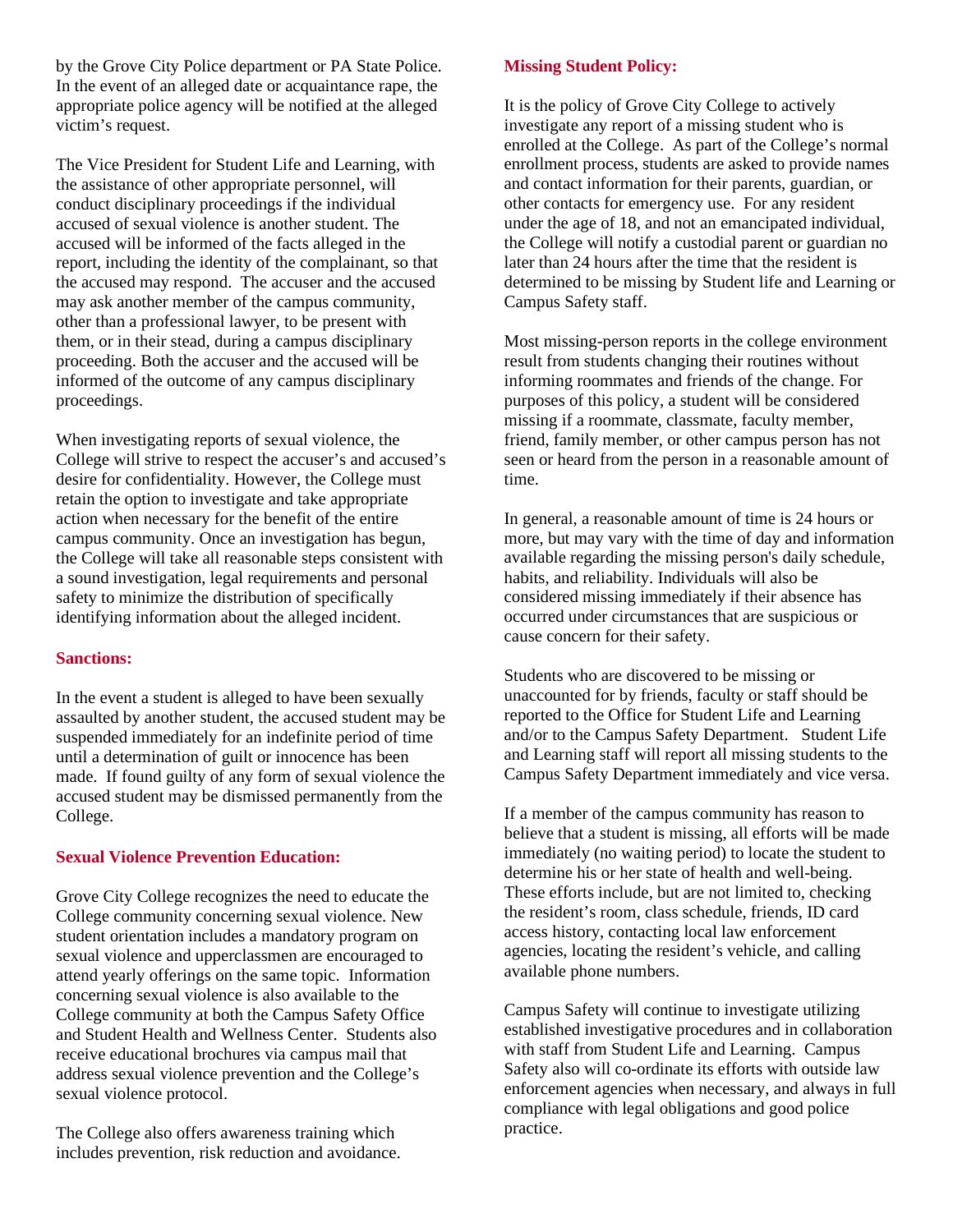by the Grove City Police department or PA State Police. In the event of an alleged date or acquaintance rape, the appropriate police agency will be notified at the alleged victim's request.

The Vice President for Student Life and Learning, with the assistance of other appropriate personnel, will conduct disciplinary proceedings if the individual accused of sexual violence is another student. The accused will be informed of the facts alleged in the report, including the identity of the complainant, so that the accused may respond. The accuser and the accused may ask another member of the campus community, other than a professional lawyer, to be present with them, or in their stead, during a campus disciplinary proceeding. Both the accuser and the accused will be informed of the outcome of any campus disciplinary proceedings.

When investigating reports of sexual violence, the College will strive to respect the accuser's and accused's desire for confidentiality. However, the College must retain the option to investigate and take appropriate action when necessary for the benefit of the entire campus community. Once an investigation has begun, the College will take all reasonable steps consistent with a sound investigation, legal requirements and personal safety to minimize the distribution of specifically identifying information about the alleged incident.

### Sanctions:

In the event a student is alleged to have been sexually assaulted by another student, the accused student may be suspended immediately for an indefinite period of time until a determination of guilt or innocence has been made. If found guilty of any form of sexual violence the accused student may be dismissed permanently from the College.

### Sexual Violence Prevention Education:

Grove City College recognizes the need to educate the College community concerning sexual violence. New student orientation includes a mandatory program on sexual violence and upperclassmen are encouraged to attend yearly offerings on the same topic. Information concerning sexual violence is also available to the College community at both the Campus Safety Office and Student Health and Wellness Center. Students also receive educational brochures via campus mail that address sexual violence prevention and the College's sexual violence protocol.

The College also offers awareness training which includes prevention, risk reduction and avoidance.

### Missing Student Policy:

It is the policy of Grove City College to actively investigate any report of a missing student who is enrolled at the College. As part of the College's normal enrollment process, students are asked to provide names and contact information for their parents, guardian, or other contacts for emergency use. For any resident under the age of 18, and not an emancipated individual, the College will notify a custodial parent or guardian no later than 24 hours after the time that the resident is determined to be missing by Student life and Learning or Campus Safety staff.

Most missing-person reports in the college environment result from students changing their routines without informing roommates and friends of the change. For purposes of this policy, a student will be considered missing if a roommate, classmate, faculty member, friend, family member, or other campus person has not seen or heard from the person in a reasonable amount of time.

In general, a reasonable amount of time is 24 hours or more, but may vary with the time of day and information available regarding the missing person's daily schedule, habits, and reliability. Individuals will also be considered missing immediately if their absence has occurred under circumstances that are suspicious or cause concern for their safety.

Students who are discovered to be missing or unaccounted for by friends, faculty or staff should be reported to the Office for Student Life and Learning and/or to the Campus Safety Department. Student Life and Learning staff will report all missing students to the Campus Safety Department immediately and vice versa.

If a member of the campus community has reason to believe that a student is missing, all efforts will be made immediately (no waiting period) to locate the student to determine his or her state of health and well-being. These efforts include, but are not limited to, checking the resident's room, class schedule, friends, ID card access history, contacting local law enforcement agencies, locating the resident's vehicle, and calling available phone numbers.

Campus Safety will continue to investigate utilizing established investigative procedures and in collaboration with staff from Student Life and Learning. Campus Safety also will co-ordinate its efforts with outside law enforcement agencies when necessary, and always in full compliance with legal obligations and good police practice.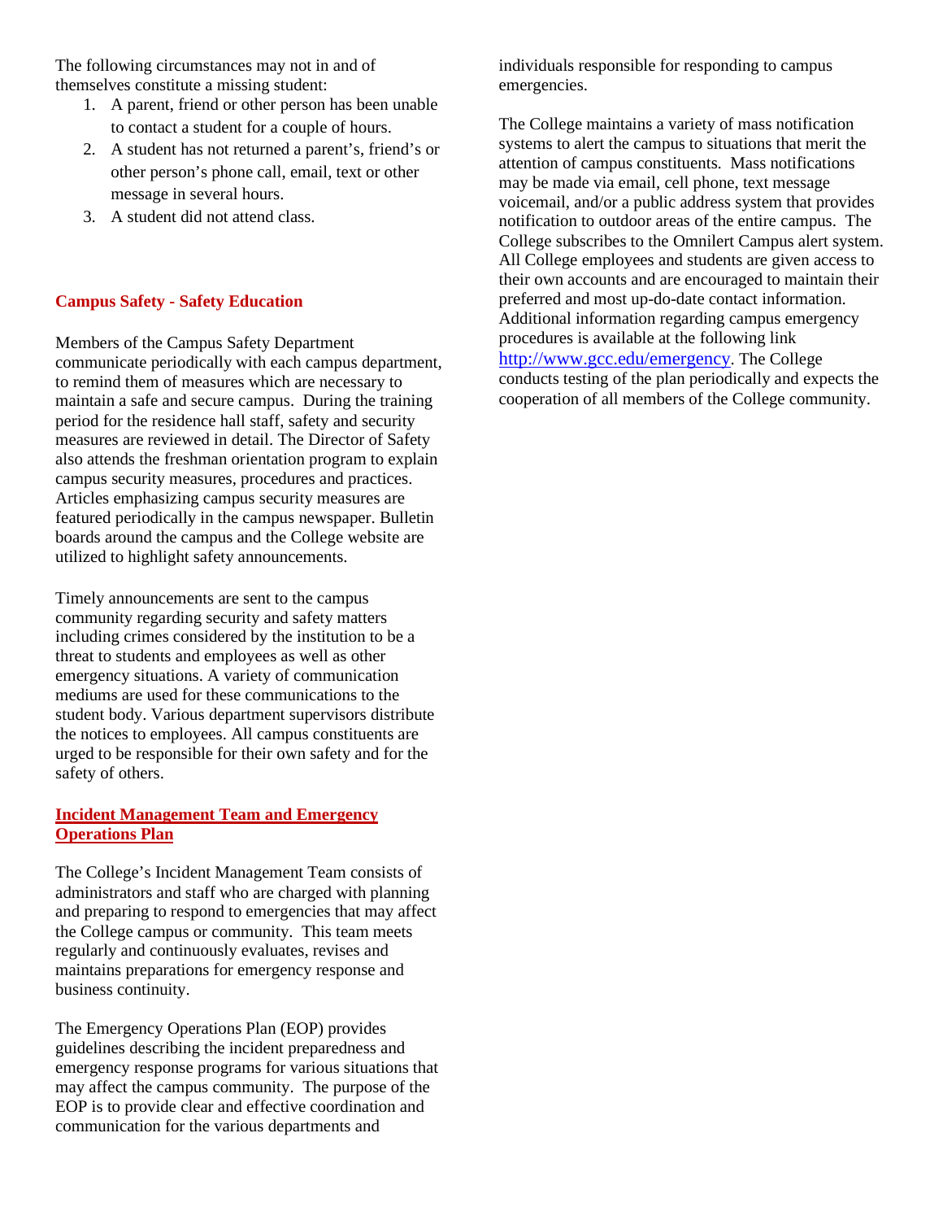The following circumstances may not in and of themselves constitute a missing student:

1. A parent, friend or other person has been unable to contact a student for a couple of hours.
2. A student has not returned a parent's, friend's or other person's phone call, email, text or other message in several hours.
3. A student did not attend class.

## Campus Safety - Safety Education

Members of the Campus Safety Department communicate periodically with each campus department, to remind them of measures which are necessary to maintain a safe and secure campus. During the training period for the residence hall staff, safety and security measures are reviewed in detail. The Director of Safety also attends the freshman orientation program to explain campus security measures, procedures and practices. Articles emphasizing campus security measures are featured periodically in the campus newspaper. Bulletin boards around the campus and the College website are utilized to highlight safety announcements.

Timely announcements are sent to the campus community regarding security and safety matters including crimes considered by the institution to be a threat to students and employees as well as other emergency situations. A variety of communication mediums are used for these communications to the student body. Various department supervisors distribute the notices to employees. All campus constituents are urged to be responsible for their own safety and for the safety of others.

## Incident Management Team and Emergency Operations Plan

The College's Incident Management Team consists of administrators and staff who are charged with planning and preparing to respond to emergencies that may affect the College campus or community. This team meets regularly and continuously evaluates, revises and maintains preparations for emergency response and business continuity.

The Emergency Operations Plan (EOP) provides guidelines describing the incident preparedness and emergency response programs for various situations that may affect the campus community. The purpose of the EOP is to provide clear and effective coordination and communication for the various departments and individuals responsible for responding to campus emergencies.

The College maintains a variety of mass notification systems to alert the campus to situations that merit the attention of campus constituents. Mass notifications may be made via email, cell phone, text message voicemail, and/or a public address system that provides notification to outdoor areas of the entire campus. The College subscribes to the Omnilert Campus alert system. All College employees and students are given access to their own accounts and are encouraged to maintain their preferred and most up-do-date contact information. Additional information regarding campus emergency procedures is available at the following link http://www.gcc.edu/emergency. The College conducts testing of the plan periodically and expects the cooperation of all members of the College community.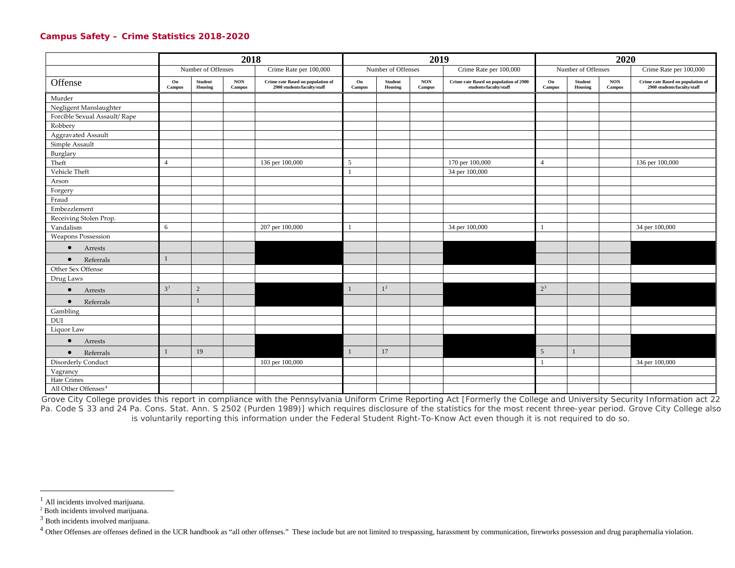## Campus Safety – Crime Statistics 2018-2020

| | 2018 | | | | 2019 | | | | 2020 | | | |
|---|---|---|---|---|---|---|---|---|---|---|---|---|
| | Number of Offenses | | | Crime Rate per 100,000 | Number of Offenses | | | Crime Rate per 100,000 | Number of Offenses | | | Crime Rate per 100,000 |
| Offense | On Campus | Student Housing | NON Campus | Crime rate Based on population of 2900 students/faculty/staff | On Campus | Student Housing | NON Campus | Crime rate Based on population of 2900 students/faculty/staff | On Campus | Student Housing | NON Campus | Crime rate Based on population of 2900 students/faculty/staff |
| Murder | | | | | | | | | | | | |
| Negligent Manslaughter | | | | | | | | | | | | |
| Forcible Sexual Assault/ Rape | | | | | | | | | | | | |
| Robbery | | | | | | | | | | | | |
| Aggravated Assault | | | | | | | | | | | | |
| Simple Assault | | | | | | | | | | | | |
| Burglary | | | | | | | | | | | | |
| Theft | 4 | | | 136 per 100,000 | 5 | | | 170 per 100,000 | 4 | | | 136 per 100,000 |
| Vehicle Theft | | | | | 1 | | | 34 per 100,000 | | | | |
| Arson | | | | | | | | | | | | |
| Forgery | | | | | | | | | | | | |
| Fraud | | | | | | | | | | | | |
| Embezzlement | | | | | | | | | | | | |
| Receiving Stolen Prop. | | | | | | | | | | | | |
| Vandalism | 6 | | | 207 per 100,000 | 1 | | | 34 per 100,000 | 1 | | | 34 per 100,000 |
| Weapons Possession | | | | | | | | | | | | |
| • Arrests | | | | | | | | | | | | |
| • Referrals | 1 | | | | | | | | | | | |
| Other Sex Offense | | | | | | | | | | | | |
| Drug Laws | | | | | | | | | | | | |
| • Arrests | 3[1] | 2 | | | 1 | 1[2] | | | 2[3] | | | |
| • Referrals | | 1 | | | | | | | | | | |
| Gambling | | | | | | | | | | | | |
| DUI | | | | | | | | | | | | |
| Liquor Law | | | | | | | | | | | | |
| • Arrests | | | | | | | | | | | | |
| • Referrals | 1 | 19 | | | 1 | 17 | | | 5 | 1 | | |
| Disorderly Conduct | | | | 103 per 100,000 | | | | | 1 | | | 34 per 100,000 |
| Vagrancy | | | | | | | | | | | | |
| Hate Crimes | | | | | | | | | | | | |
| All Other Offenses[4] | | | | | | | | | | | | |

Grove City College provides this report in compliance with the Pennsylvania Uniform Crime Reporting Act [Formerly the College and University Security Information act 22 Pa. Code S 33 and 24 Pa. Cons. Stat. Ann. S 2502 (Purden 1989)] which requires disclosure of the statistics for the most recent three-year period. Grove City College also is voluntarily reporting this information under the Federal Student Right-To-Know Act even though it is not required to do so.

---

[1] All incidents involved marijuana.

[2] Both incidents involved marijuana.

[3] Both incidents involved marijuana.

[4] Other Offenses are offenses defined in the UCR handbook as "all other offenses." These include but are not limited to trespassing, harassment by communication, fireworks possession and drug paraphernalia violation.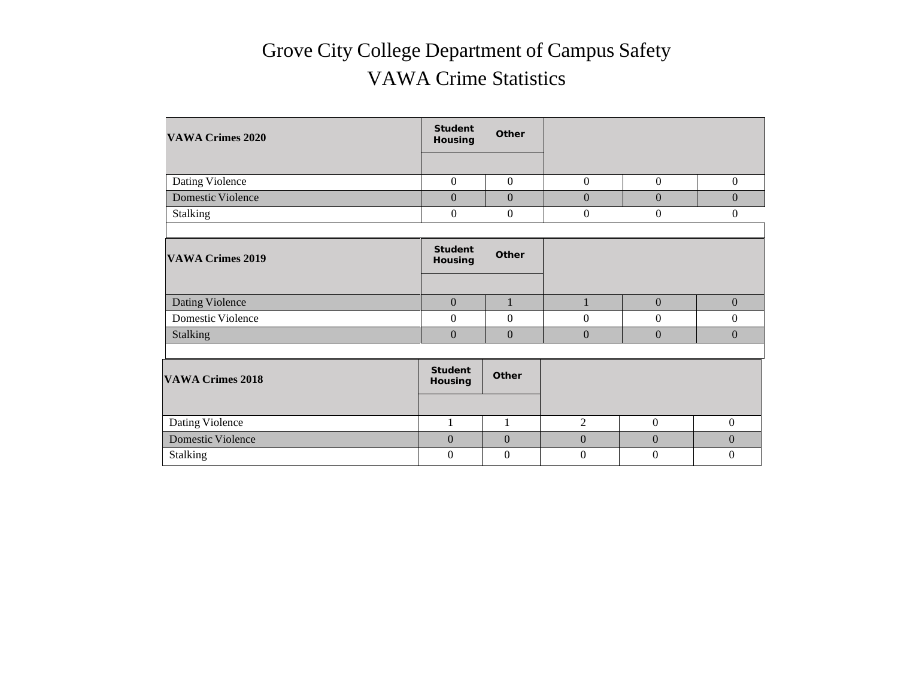# Grove City College Department of Campus Safety

# VAWA Crime Statistics

| VAWA Crimes 2020 | Student Housing | Other | | | |
|---|---|---|---|---|---|
| Dating Violence | 0 | 0 | 0 | 0 | 0 |
| Domestic Violence | 0 | 0 | 0 | 0 | 0 |
| Stalking | 0 | 0 | 0 | 0 | 0 |

| VAWA Crimes 2019 | Student Housing | Other | | | |
|---|---|---|---|---|---|
| Dating Violence | 0 | 1 | 1 | 0 | 0 |
| Domestic Violence | 0 | 0 | 0 | 0 | 0 |
| Stalking | 0 | 0 | 0 | 0 | 0 |

| VAWA Crimes 2018 | Student Housing | Other | | | |
|---|---|---|---|---|---|
| Dating Violence | 1 | 1 | 2 | 0 | 0 |
| Domestic Violence | 0 | 0 | 0 | 0 | 0 |
| Stalking | 0 | 0 | 0 | 0 | 0 |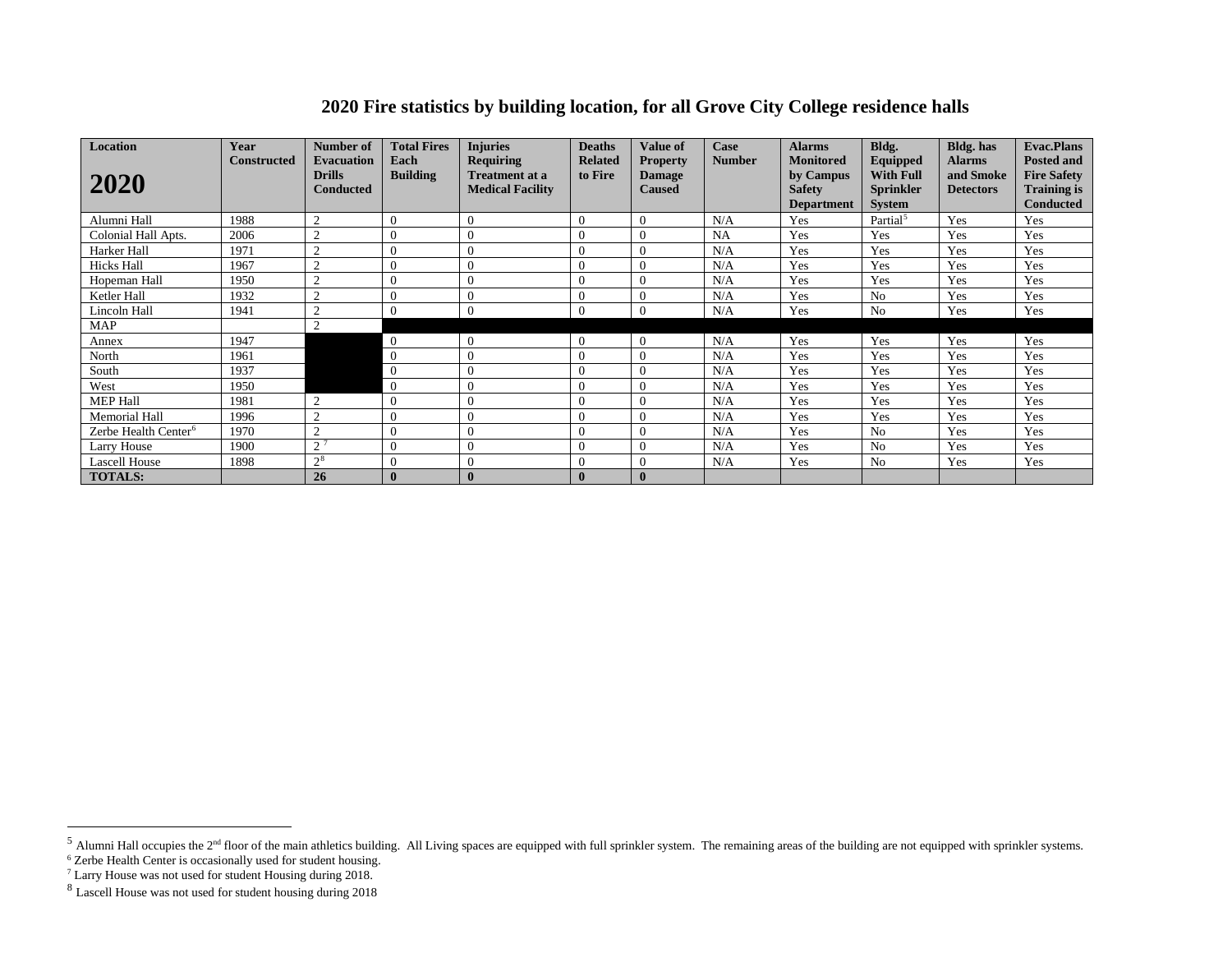## 2020 Fire statistics by building location, for all Grove City College residence halls

| Location 2020 | Year Constructed | Number of Evacuation Drills Conducted | Total Fires Each Building | Injuries Requiring Treatment at a Medical Facility | Deaths Related to Fire | Value of Property Damage Caused | Case Number | Alarms Monitored by Campus Safety Department | Bldg. Equipped With Full Sprinkler System | Bldg. has Alarms and Smoke Detectors | Evac.Plans Posted and Fire Safety Training is Conducted |
|---|---|---|---|---|---|---|---|---|---|---|---|
| Alumni Hall | 1988 | 2 | 0 | 0 | 0 | 0 | N/A | Yes | Partial[5] | Yes | Yes |
| Colonial Hall Apts. | 2006 | 2 | 0 | 0 | 0 | 0 | NA | Yes | Yes | Yes | Yes |
| Harker Hall | 1971 | 2 | 0 | 0 | 0 | 0 | N/A | Yes | Yes | Yes | Yes |
| Hicks Hall | 1967 | 2 | 0 | 0 | 0 | 0 | N/A | Yes | Yes | Yes | Yes |
| Hopeman Hall | 1950 | 2 | 0 | 0 | 0 | 0 | N/A | Yes | Yes | Yes | Yes |
| Ketler Hall | 1932 | 2 | 0 | 0 | 0 | 0 | N/A | Yes | No | Yes | Yes |
| Lincoln Hall | 1941 | 2 | 0 | 0 | 0 | 0 | N/A | Yes | No | Yes | Yes |
| MAP | | 2 | | | | | | | | | |
| Annex | 1947 | | 0 | 0 | 0 | 0 | N/A | Yes | Yes | Yes | Yes |
| North | 1961 | | 0 | 0 | 0 | 0 | N/A | Yes | Yes | Yes | Yes |
| South | 1937 | | 0 | 0 | 0 | 0 | N/A | Yes | Yes | Yes | Yes |
| West | 1950 | | 0 | 0 | 0 | 0 | N/A | Yes | Yes | Yes | Yes |
| MEP Hall | 1981 | 2 | 0 | 0 | 0 | 0 | N/A | Yes | Yes | Yes | Yes |
| Memorial Hall | 1996 | 2 | 0 | 0 | 0 | 0 | N/A | Yes | Yes | Yes | Yes |
| Zerbe Health Center[6] | 1970 | 2 | 0 | 0 | 0 | 0 | N/A | Yes | No | Yes | Yes |
| Larry House | 1900 | 2[7] | 0 | 0 | 0 | 0 | N/A | Yes | No | Yes | Yes |
| Lascell House | 1898 | 2[8] | 0 | 0 | 0 | 0 | N/A | Yes | No | Yes | Yes |
| **TOTALS:** | | **26** | **0** | **0** | **0** | **0** | | | | | |

[5] Alumni Hall occupies the 2nd floor of the main athletics building. All Living spaces are equipped with full sprinkler system. The remaining areas of the building are not equipped with sprinkler systems.

[6] Zerbe Health Center is occasionally used for student housing.

[7] Larry House was not used for student Housing during 2018.

[8] Lascell House was not used for student housing during 2018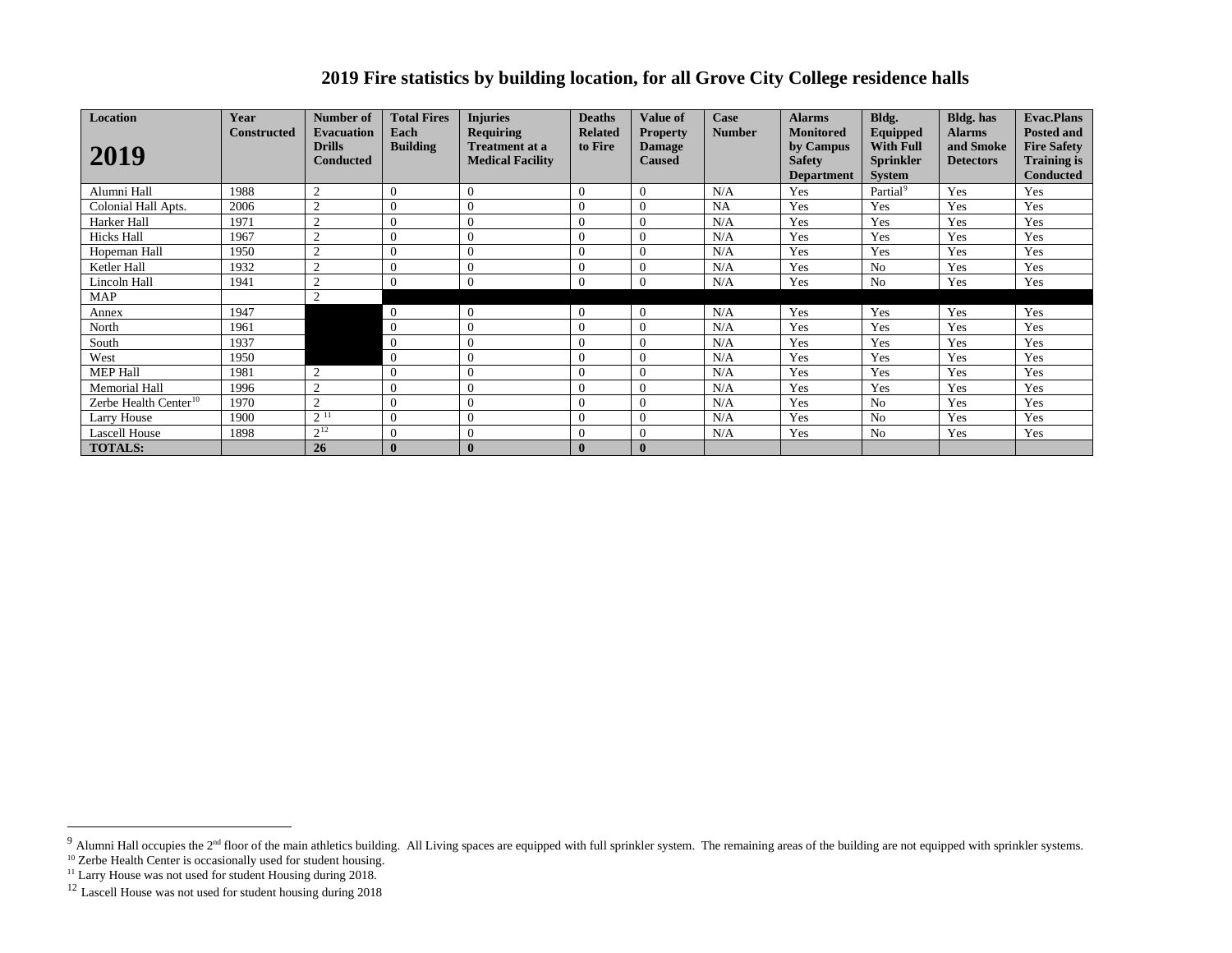# 2019 Fire statistics by building location, for all Grove City College residence halls

| Location<br>**2019** | Year Constructed | Number of Evacuation Drills Conducted | Total Fires Each Building | Injuries Requiring Treatment at a Medical Facility | Deaths Related to Fire | Value of Property Damage Caused | Case Number | Alarms Monitored by Campus Safety Department | Bldg. Equipped With Full Sprinkler System | Bldg. has Alarms and Smoke Detectors | Evac.Plans Posted and Fire Safety Training is Conducted |
|---|---|---|---|---|---|---|---|---|---|---|---|
| Alumni Hall | 1988 | 2 | 0 | 0 | 0 | 0 | N/A | Yes | Partial[9] | Yes | Yes |
| Colonial Hall Apts. | 2006 | 2 | 0 | 0 | 0 | 0 | NA | Yes | Yes | Yes | Yes |
| Harker Hall | 1971 | 2 | 0 | 0 | 0 | 0 | N/A | Yes | Yes | Yes | Yes |
| Hicks Hall | 1967 | 2 | 0 | 0 | 0 | 0 | N/A | Yes | Yes | Yes | Yes |
| Hopeman Hall | 1950 | 2 | 0 | 0 | 0 | 0 | N/A | Yes | Yes | Yes | Yes |
| Ketler Hall | 1932 | 2 | 0 | 0 | 0 | 0 | N/A | Yes | No | Yes | Yes |
| Lincoln Hall | 1941 | 2 | 0 | 0 | 0 | 0 | N/A | Yes | No | Yes | Yes |
| MAP | | 2 | | | | | | | | | |
| Annex | 1947 | | 0 | 0 | 0 | 0 | N/A | Yes | Yes | Yes | Yes |
| North | 1961 | | 0 | 0 | 0 | 0 | N/A | Yes | Yes | Yes | Yes |
| South | 1937 | | 0 | 0 | 0 | 0 | N/A | Yes | Yes | Yes | Yes |
| West | 1950 | | 0 | 0 | 0 | 0 | N/A | Yes | Yes | Yes | Yes |
| MEP Hall | 1981 | 2 | 0 | 0 | 0 | 0 | N/A | Yes | Yes | Yes | Yes |
| Memorial Hall | 1996 | 2 | 0 | 0 | 0 | 0 | N/A | Yes | Yes | Yes | Yes |
| Zerbe Health Center[10] | 1970 | 2 | 0 | 0 | 0 | 0 | N/A | Yes | No | Yes | Yes |
| Larry House | 1900 | 2 [11] | 0 | 0 | 0 | 0 | N/A | Yes | No | Yes | Yes |
| Lascell House | 1898 | 2[12] | 0 | 0 | 0 | 0 | N/A | Yes | No | Yes | Yes |
| **TOTALS:** | | **26** | **0** | **0** | **0** | **0** | | | | | |

[9] Alumni Hall occupies the 2nd floor of the main athletics building. All Living spaces are equipped with full sprinkler system. The remaining areas of the building are not equipped with sprinkler systems.

[10] Zerbe Health Center is occasionally used for student housing.

[11] Larry House was not used for student Housing during 2018.

[12] Lascell House was not used for student housing during 2018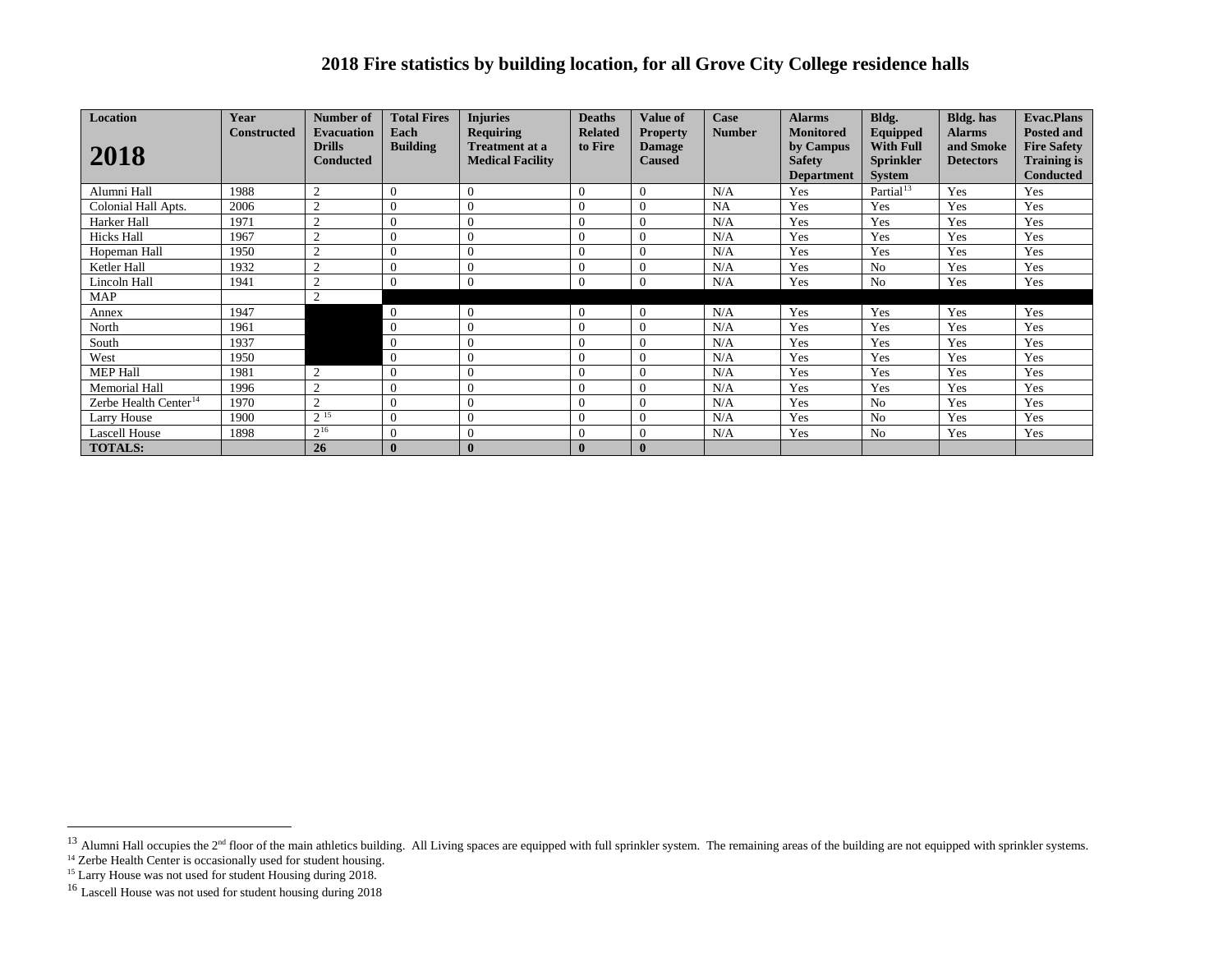# 2018 Fire statistics by building location, for all Grove City College residence halls

| Location 2018 | Year Constructed | Number of Evacuation Drills Conducted | Total Fires Each Building | Injuries Requiring Treatment at a Medical Facility | Deaths Related to Fire | Value of Property Damage Caused | Case Number | Alarms Monitored by Campus Safety Department | Bldg. Equipped With Full Sprinkler System | Bldg. has Alarms and Smoke Detectors | Evac.Plans Posted and Fire Safety Training is Conducted |
|---|---|---|---|---|---|---|---|---|---|---|---|
| Alumni Hall | 1988 | 2 | 0 | 0 | 0 | 0 | N/A | Yes | Partial[13] | Yes | Yes |
| Colonial Hall Apts. | 2006 | 2 | 0 | 0 | 0 | 0 | NA | Yes | Yes | Yes | Yes |
| Harker Hall | 1971 | 2 | 0 | 0 | 0 | 0 | N/A | Yes | Yes | Yes | Yes |
| Hicks Hall | 1967 | 2 | 0 | 0 | 0 | 0 | N/A | Yes | Yes | Yes | Yes |
| Hopeman Hall | 1950 | 2 | 0 | 0 | 0 | 0 | N/A | Yes | Yes | Yes | Yes |
| Ketler Hall | 1932 | 2 | 0 | 0 | 0 | 0 | N/A | Yes | No | Yes | Yes |
| Lincoln Hall | 1941 | 2 | 0 | 0 | 0 | 0 | N/A | Yes | No | Yes | Yes |
| MAP | | 2 | | | | | | | | | |
| Annex | 1947 | | 0 | 0 | 0 | 0 | N/A | Yes | Yes | Yes | Yes |
| North | 1961 | | 0 | 0 | 0 | 0 | N/A | Yes | Yes | Yes | Yes |
| South | 1937 | | 0 | 0 | 0 | 0 | N/A | Yes | Yes | Yes | Yes |
| West | 1950 | | 0 | 0 | 0 | 0 | N/A | Yes | Yes | Yes | Yes |
| MEP Hall | 1981 | 2 | 0 | 0 | 0 | 0 | N/A | Yes | Yes | Yes | Yes |
| Memorial Hall | 1996 | 2 | 0 | 0 | 0 | 0 | N/A | Yes | Yes | Yes | Yes |
| Zerbe Health Center[14] | 1970 | 2 | 0 | 0 | 0 | 0 | N/A | Yes | No | Yes | Yes |
| Larry House | 1900 | 2[15] | 0 | 0 | 0 | 0 | N/A | Yes | No | Yes | Yes |
| Lascell House | 1898 | 2[16] | 0 | 0 | 0 | 0 | N/A | Yes | No | Yes | Yes |
| **TOTALS:** | | **26** | **0** | **0** | **0** | **0** | | | | | |

[13] Alumni Hall occupies the 2nd floor of the main athletics building. All Living spaces are equipped with full sprinkler system. The remaining areas of the building are not equipped with sprinkler systems.

[14] Zerbe Health Center is occasionally used for student housing.

[15] Larry House was not used for student Housing during 2018.

[16] Lascell House was not used for student housing during 2018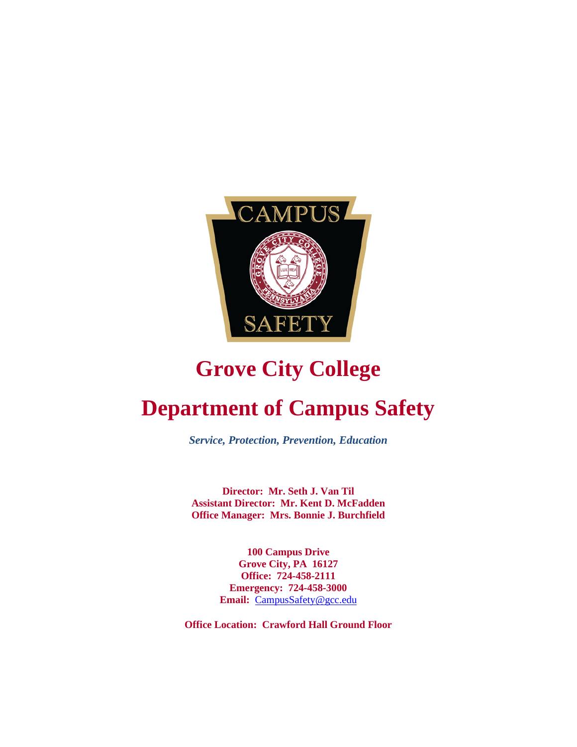# Grove City College

# Department of Campus Safety

***Service, Protection, Prevention, Education***

**Director: Mr. Seth J. Van Til**
**Assistant Director: Mr. Kent D. McFadden**
**Office Manager: Mrs. Bonnie J. Burchfield**

**100 Campus Drive**
**Grove City, PA 16127**
**Office: 724-458-2111**
**Emergency: 724-458-3000**
**Email:** CampusSafety@gcc.edu

**Office Location: Crawford Hall Ground Floor**